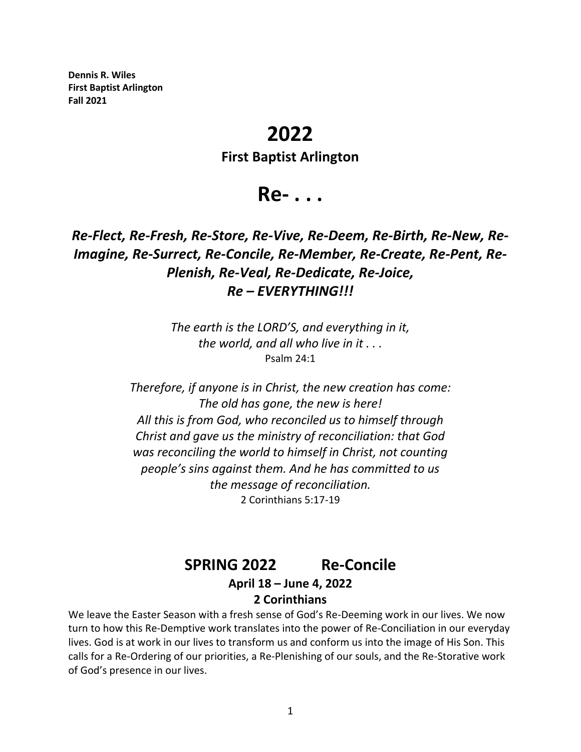**Dennis R. Wiles**
**First Baptist Arlington**
**Fall 2021**

# 2022

## First Baptist Arlington

# Re- . . .

### *Re-Flect, Re-Fresh, Re-Store, Re-Vive, Re-Deem, Re-Birth, Re-New, Re-Imagine, Re-Surrect, Re-Concile, Re-Member, Re-Create, Re-Pent, Re-Plenish, Re-Veal, Re-Dedicate, Re-Joice, Re – EVERYTHING!!!*

*The earth is the LORD'S, and everything in it,*
*the world, and all who live in it . . .*
Psalm 24:1

*Therefore, if anyone is in Christ, the new creation has come:*
*The old has gone, the new is here!*
*All this is from God, who reconciled us to himself through Christ and gave us the ministry of reconciliation: that God was reconciling the world to himself in Christ, not counting people's sins against them. And he has committed to us the message of reconciliation.*
2 Corinthians 5:17-19

## SPRING 2022 Re-Concile

**April 18 – June 4, 2022**

**2 Corinthians**

We leave the Easter Season with a fresh sense of God's Re-Deeming work in our lives. We now turn to how this Re-Demptive work translates into the power of Re-Conciliation in our everyday lives. God is at work in our lives to transform us and conform us into the image of His Son. This calls for a Re-Ordering of our priorities, a Re-Plenishing of our souls, and the Re-Storative work of God's presence in our lives.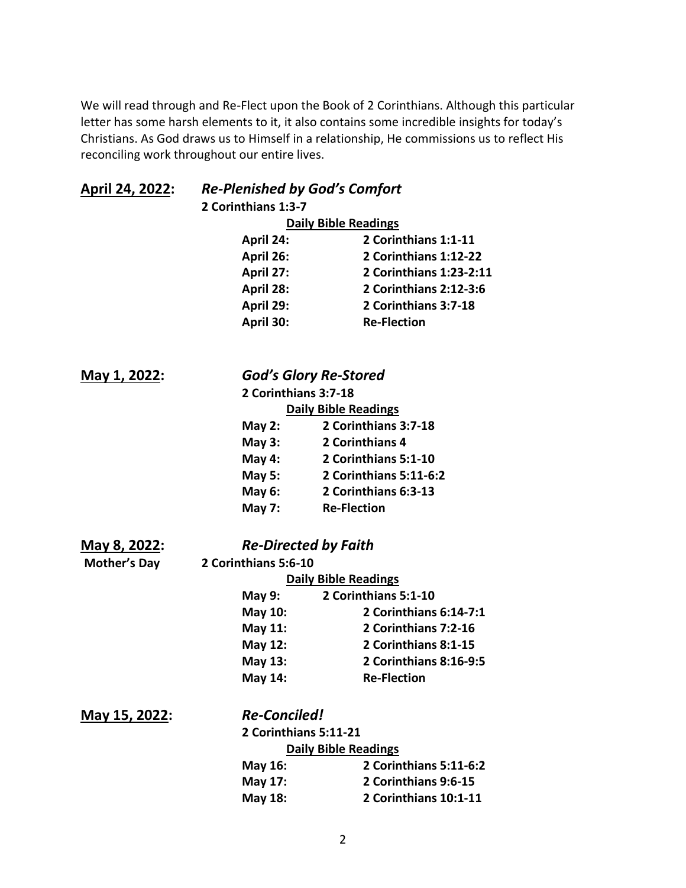We will read through and Re-Flect upon the Book of 2 Corinthians. Although this particular letter has some harsh elements to it, it also contains some incredible insights for today's Christians. As God draws us to Himself in a relationship, He commissions us to reflect His reconciling work throughout our entire lives.

## April 24, 2022: *Re-Plenished by God's Comfort*

**2 Corinthians 1:3-7**

**Daily Bible Readings**

| | |
|---|---|
| **April 24:** | **2 Corinthians 1:1-11** |
| **April 26:** | **2 Corinthians 1:12-22** |
| **April 27:** | **2 Corinthians 1:23-2:11** |
| **April 28:** | **2 Corinthians 2:12-3:6** |
| **April 29:** | **2 Corinthians 3:7-18** |
| **April 30:** | **Re-Flection** |

## May 1, 2022: *God's Glory Re-Stored*

**2 Corinthians 3:7-18**

**Daily Bible Readings**

| | |
|---|---|
| **May 2:** | **2 Corinthians 3:7-18** |
| **May 3:** | **2 Corinthians 4** |
| **May 4:** | **2 Corinthians 5:1-10** |
| **May 5:** | **2 Corinthians 5:11-6:2** |
| **May 6:** | **2 Corinthians 6:3-13** |
| **May 7:** | **Re-Flection** |

## May 8, 2022: *Re-Directed by Faith*

**Mother's Day**

**2 Corinthians 5:6-10**

**Daily Bible Readings**

| | |
|---|---|
| **May 9:** | **2 Corinthians 5:1-10** |
| **May 10:** | **2 Corinthians 6:14-7:1** |
| **May 11:** | **2 Corinthians 7:2-16** |
| **May 12:** | **2 Corinthians 8:1-15** |
| **May 13:** | **2 Corinthians 8:16-9:5** |
| **May 14:** | **Re-Flection** |

## May 15, 2022: *Re-Conciled!*

**2 Corinthians 5:11-21**

**Daily Bible Readings**

| | |
|---|---|
| **May 16:** | **2 Corinthians 5:11-6:2** |
| **May 17:** | **2 Corinthians 9:6-15** |
| **May 18:** | **2 Corinthians 10:1-11** |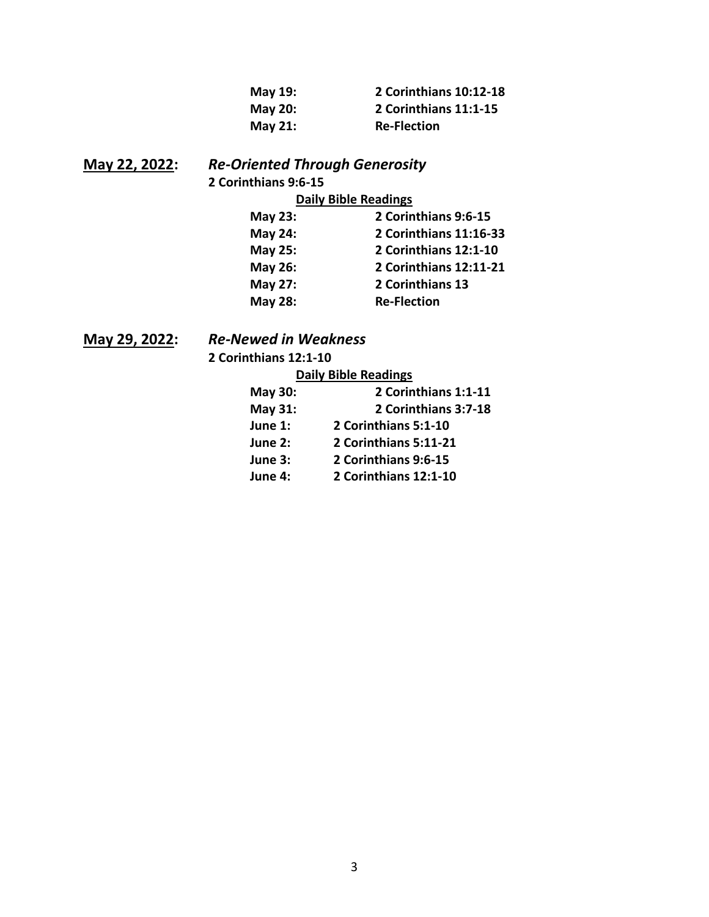**May 19:** **2 Corinthians 10:12-18**
**May 20:** **2 Corinthians 11:1-15**
**May 21:** **Re-Flection**

**<u>May 22, 2022</u>:** ***Re-Oriented Through Generosity***

**2 Corinthians 9:6-15**

**<u>Daily Bible Readings</u>**

**May 23:** **2 Corinthians 9:6-15**
**May 24:** **2 Corinthians 11:16-33**
**May 25:** **2 Corinthians 12:1-10**
**May 26:** **2 Corinthians 12:11-21**
**May 27:** **2 Corinthians 13**
**May 28:** **Re-Flection**

**<u>May 29, 2022</u>:** ***Re-Newed in Weakness***

**2 Corinthians 12:1-10**

**<u>Daily Bible Readings</u>**

**May 30:** **2 Corinthians 1:1-11**
**May 31:** **2 Corinthians 3:7-18**
**June 1:** **2 Corinthians 5:1-10**
**June 2:** **2 Corinthians 5:11-21**
**June 3:** **2 Corinthians 9:6-15**
**June 4:** **2 Corinthians 12:1-10**